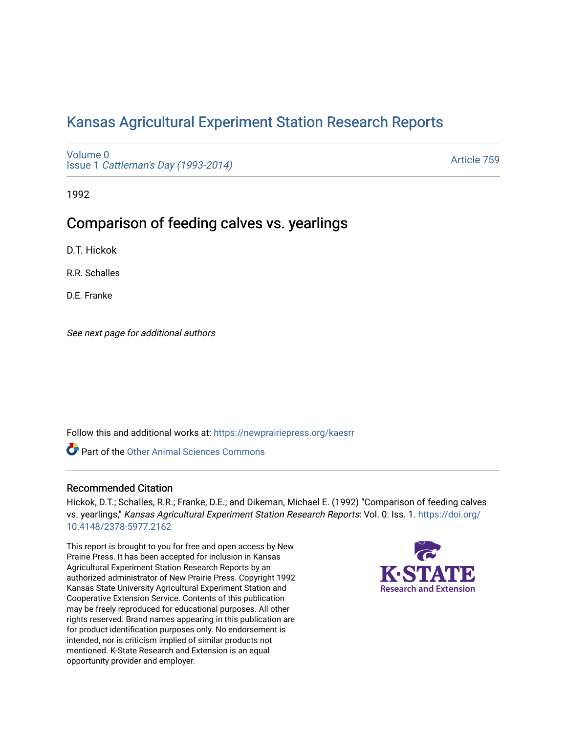# Kansas Agricultural Experiment Station Research Reports

Volume 0
Issue 1 *Cattleman's Day (1993-2014)*

Article 759

1992

## Comparison of feeding calves vs. yearlings

D.T. Hickok

R.R. Schalles

D.E. Franke

*See next page for additional authors*

Follow this and additional works at: https://newprairiepress.org/kaesrr

Part of the Other Animal Sciences Commons

### Recommended Citation

Hickok, D.T.; Schalles, R.R.; Franke, D.E.; and Dikeman, Michael E. (1992) "Comparison of feeding calves vs. yearlings," *Kansas Agricultural Experiment Station Research Reports*: Vol. 0: Iss. 1. https://doi.org/10.4148/2378-5977.2162

This report is brought to you for free and open access by New Prairie Press. It has been accepted for inclusion in Kansas Agricultural Experiment Station Research Reports by an authorized administrator of New Prairie Press. Copyright 1992 Kansas State University Agricultural Experiment Station and Cooperative Extension Service. Contents of this publication may be freely reproduced for educational purposes. All other rights reserved. Brand names appearing in this publication are for product identification purposes only. No endorsement is intended, nor is criticism implied of similar products not mentioned. K-State Research and Extension is an equal opportunity provider and employer.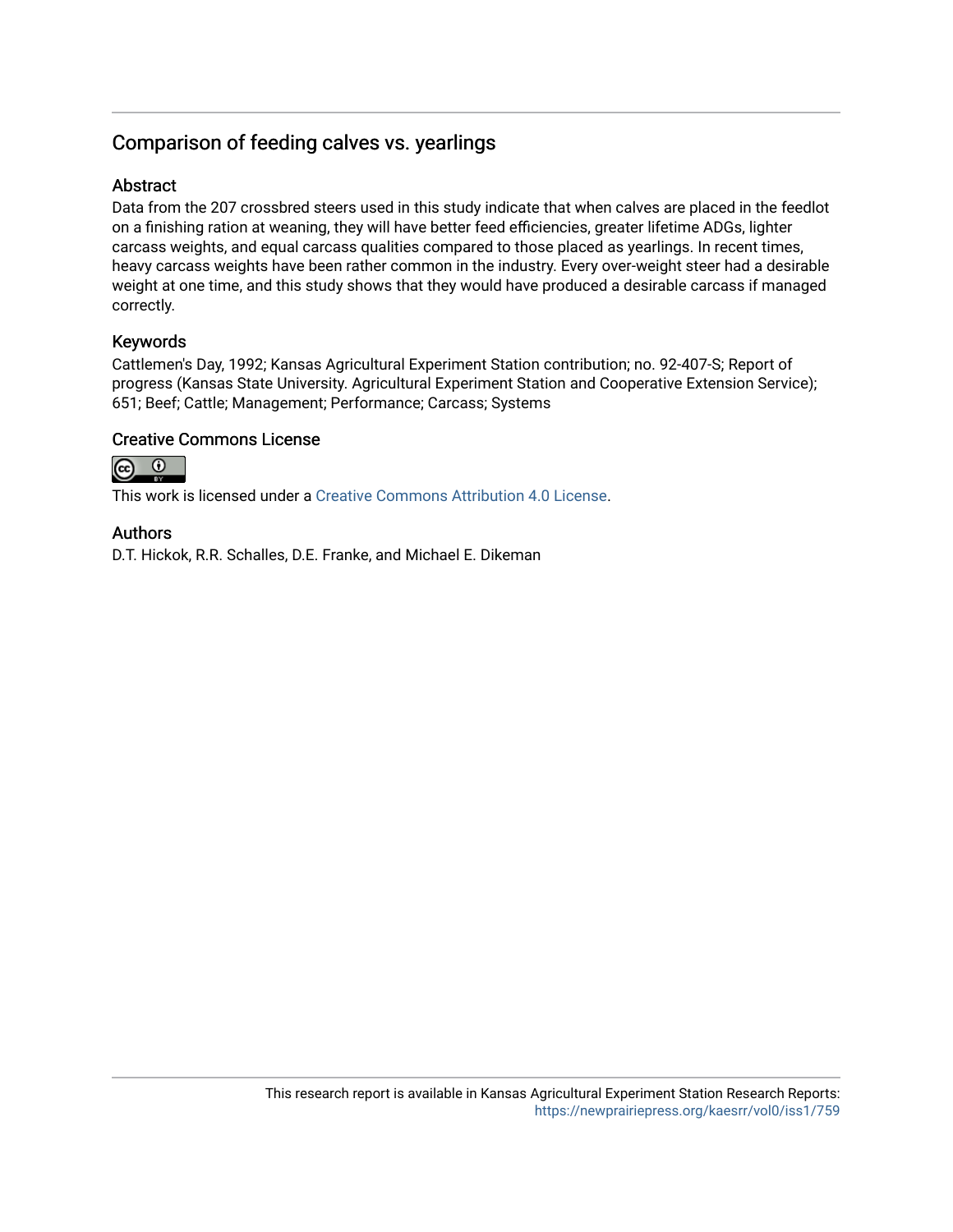## Comparison of feeding calves vs. yearlings

### Abstract

Data from the 207 crossbred steers used in this study indicate that when calves are placed in the feedlot on a finishing ration at weaning, they will have better feed efficiencies, greater lifetime ADGs, lighter carcass weights, and equal carcass qualities compared to those placed as yearlings. In recent times, heavy carcass weights have been rather common in the industry. Every over-weight steer had a desirable weight at one time, and this study shows that they would have produced a desirable carcass if managed correctly.

### Keywords

Cattlemen's Day, 1992; Kansas Agricultural Experiment Station contribution; no. 92-407-S; Report of progress (Kansas State University. Agricultural Experiment Station and Cooperative Extension Service); 651; Beef; Cattle; Management; Performance; Carcass; Systems

### Creative Commons License

This work is licensed under a Creative Commons Attribution 4.0 License.

### Authors

D.T. Hickok, R.R. Schalles, D.E. Franke, and Michael E. Dikeman

This research report is available in Kansas Agricultural Experiment Station Research Reports: https://newprairiepress.org/kaesrr/vol0/iss1/759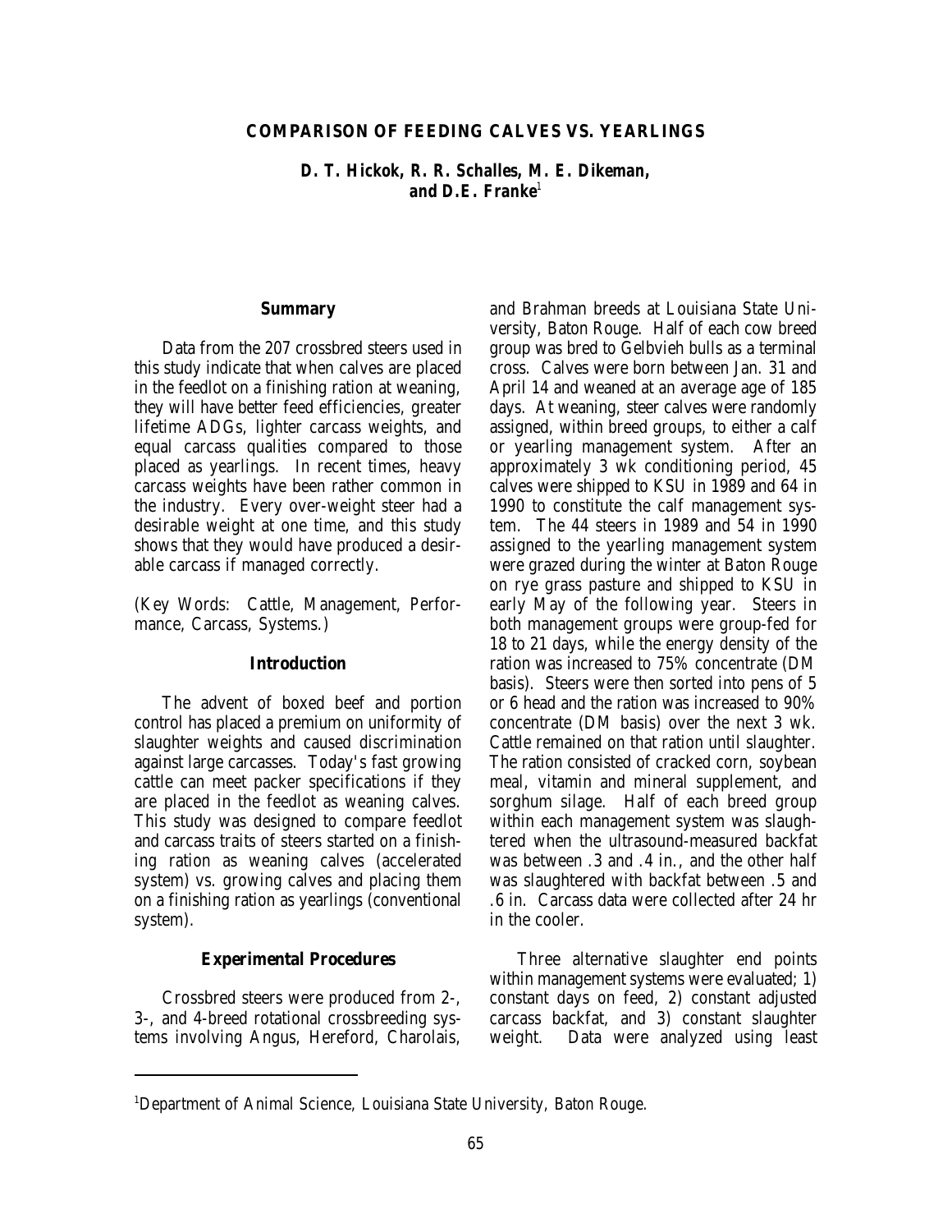# COMPARISON OF FEEDING CALVES VS. YEARLINGS

**D. T. Hickok, R. R. Schalles, M. E. Dikeman, and D.E. Franke**[1]

## Summary

Data from the 207 crossbred steers used in this study indicate that when calves are placed in the feedlot on a finishing ration at weaning, they will have better feed efficiencies, greater lifetime ADGs, lighter carcass weights, and equal carcass qualities compared to those placed as yearlings. In recent times, heavy carcass weights have been rather common in the industry. Every over-weight steer had a desirable weight at one time, and this study shows that they would have produced a desirable carcass if managed correctly.

(Key Words: Cattle, Management, Performance, Carcass, Systems.)

## Introduction

The advent of boxed beef and portion control has placed a premium on uniformity of slaughter weights and caused discrimination against large carcasses. Today's fast growing cattle can meet packer specifications if they are placed in the feedlot as weaning calves. This study was designed to compare feedlot and carcass traits of steers started on a finishing ration as weaning calves (accelerated system) vs. growing calves and placing them on a finishing ration as yearlings (conventional system).

## Experimental Procedures

Crossbred steers were produced from 2-, 3-, and 4-breed rotational crossbreeding systems involving Angus, Hereford, Charolais, and Brahman breeds at Louisiana State University, Baton Rouge. Half of each cow breed group was bred to Gelbvieh bulls as a terminal cross. Calves were born between Jan. 31 and April 14 and weaned at an average age of 185 days. At weaning, steer calves were randomly assigned, within breed groups, to either a calf or yearling management system. After an approximately 3 wk conditioning period, 45 calves were shipped to KSU in 1989 and 64 in 1990 to constitute the calf management system. The 44 steers in 1989 and 54 in 1990 assigned to the yearling management system were grazed during the winter at Baton Rouge on rye grass pasture and shipped to KSU in early May of the following year. Steers in both management groups were group-fed for 18 to 21 days, while the energy density of the ration was increased to 75% concentrate (DM basis). Steers were then sorted into pens of 5 or 6 head and the ration was increased to 90% concentrate (DM basis) over the next 3 wk. Cattle remained on that ration until slaughter. The ration consisted of cracked corn, soybean meal, vitamin and mineral supplement, and sorghum silage. Half of each breed group within each management system was slaughtered when the ultrasound-measured backfat was between .3 and .4 in., and the other half was slaughtered with backfat between .5 and .6 in. Carcass data were collected after 24 hr in the cooler.

Three alternative slaughter end points within management systems were evaluated; 1) constant days on feed, 2) constant adjusted carcass backfat, and 3) constant slaughter weight. Data were analyzed using least

[1]Department of Animal Science, Louisiana State University, Baton Rouge.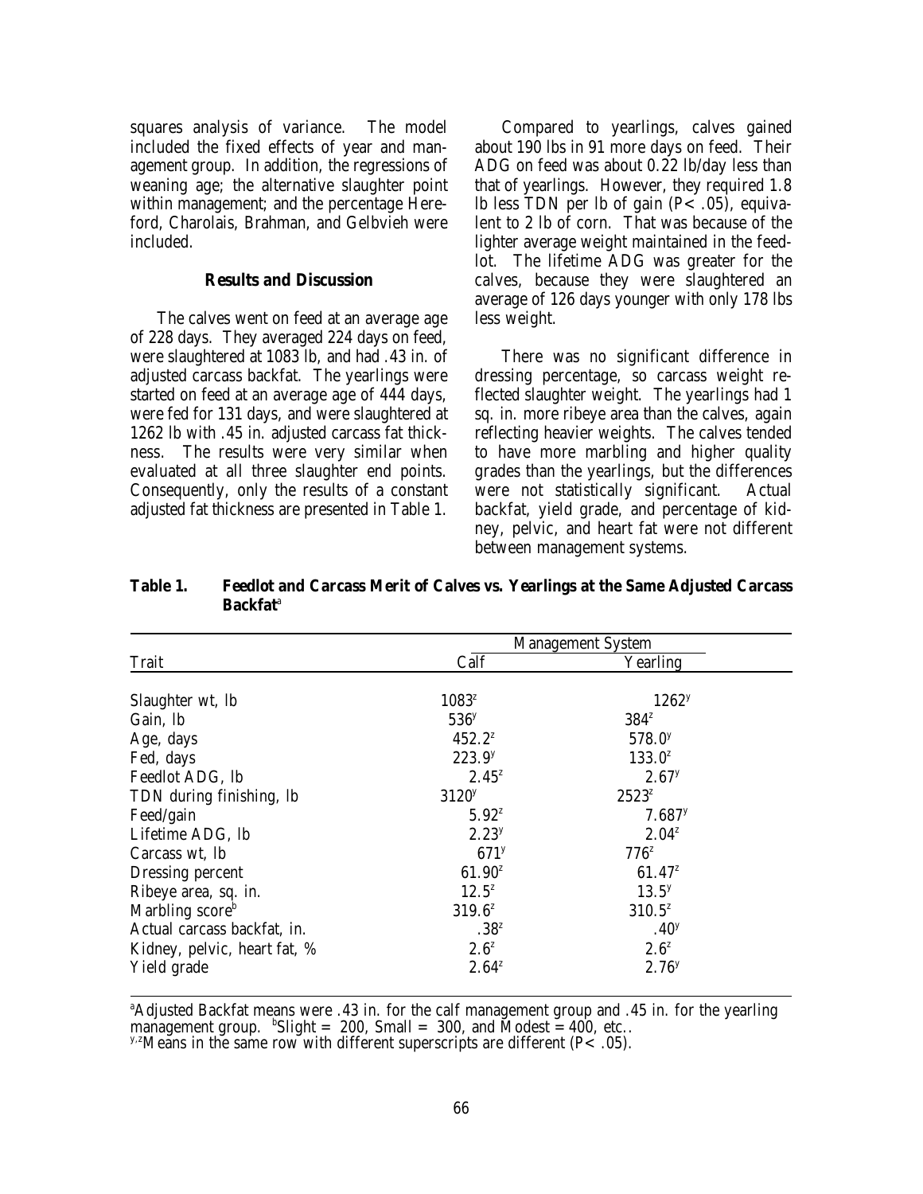squares analysis of variance. The model included the fixed effects of year and management group. In addition, the regressions of weaning age; the alternative slaughter point within management; and the percentage Hereford, Charolais, Brahman, and Gelbvieh were included.

### Results and Discussion

The calves went on feed at an average age of 228 days. They averaged 224 days on feed, were slaughtered at 1083 lb, and had .43 in. of adjusted carcass backfat. The yearlings were started on feed at an average age of 444 days, were fed for 131 days, and were slaughtered at 1262 lb with .45 in. adjusted carcass fat thickness. The results were very similar when evaluated at all three slaughter end points. Consequently, only the results of a constant adjusted fat thickness are presented in Table 1.

Compared to yearlings, calves gained about 190 lbs in 91 more days on feed. Their ADG on feed was about 0.22 lb/day less than that of yearlings. However, they required 1.8 lb less TDN per lb of gain ($P < .05$), equivalent to 2 lb of corn. That was because of the lighter average weight maintained in the feedlot. The lifetime ADG was greater for the calves, because they were slaughtered an average of 126 days younger with only 178 lbs less weight.

There was no significant difference in dressing percentage, so carcass weight reflected slaughter weight. The yearlings had 1 sq. in. more ribeye area than the calves, again reflecting heavier weights. The calves tended to have more marbling and higher quality grades than the yearlings, but the differences were not statistically significant. Actual backfat, yield grade, and percentage of kidney, pelvic, and heart fat were not different between management systems.

**Table 1. Feedlot and Carcass Merit of Calves vs. Yearlings at the Same Adjusted Carcass Backfat[a]**

| | Management System | |
|---|---|---|
| Trait | Calf | Yearling |
| Slaughter wt, lb | 1083[z] | 1262[y] |
| Gain, lb | 536[y] | 384[z] |
| Age, days | 452.2[z] | 578.0[y] |
| Fed, days | 223.9[y] | 133.0[z] |
| Feedlot ADG, lb | 2.45[z] | 2.67[y] |
| TDN during finishing, lb | 3120[y] | 2523[z] |
| Feed/gain | 5.92[z] | 7.687[y] |
| Lifetime ADG, lb | 2.23[y] | 2.04[z] |
| Carcass wt, lb | 671[y] | 776[z] |
| Dressing percent | 61.90[z] | 61.47[z] |
| Ribeye area, sq. in. | 12.5[z] | 13.5[y] |
| Marbling score[b] | 319.6[z] | 310.5[z] |
| Actual carcass backfat, in. | .38[z] | .40[y] |
| Kidney, pelvic, heart fat, % | 2.6[z] | 2.6[z] |
| Yield grade | 2.64[z] | 2.76[y] |

[a]Adjusted Backfat means were .43 in. for the calf management group and .45 in. for the yearling management group. [b]Slight = 200, Small = 300, and Modest = 400, etc..
[y,z]Means in the same row with different superscripts are different ($P < .05$).